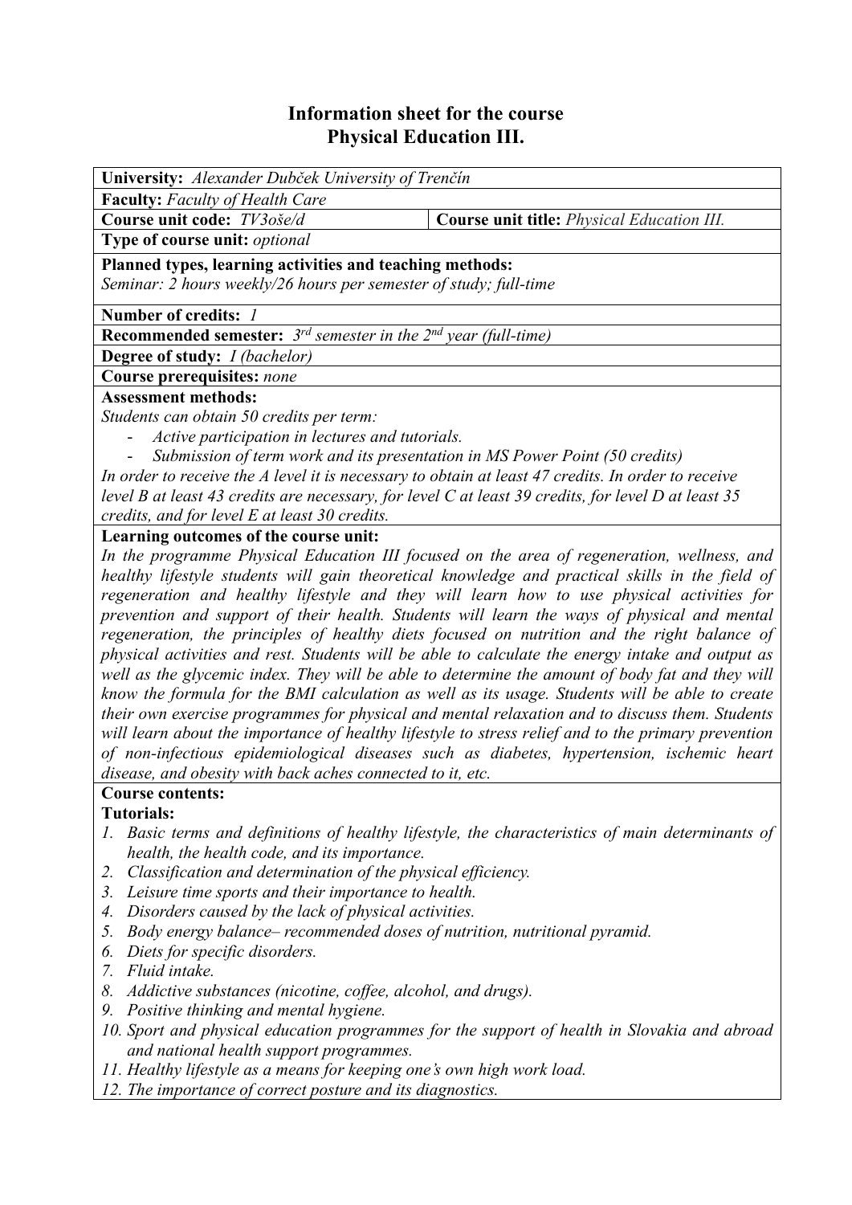# Information sheet for the course
# Physical Education III.

**University:** *Alexander Dubček University of Trenčín*

**Faculty:** *Faculty of Health Care*

| **Course unit code:** *TV3oše/d* | **Course unit title:** *Physical Education III.* |
|---|---|

**Type of course unit:** *optional*

**Planned types, learning activities and teaching methods:**
*Seminar: 2 hours weekly/26 hours per semester of study; full-time*

**Number of credits:** *1*

**Recommended semester:** *3rd semester in the 2nd year (full-time)*

**Degree of study:** *I (bachelor)*

**Course prerequisites:** *none*

**Assessment methods:**
*Students can obtain 50 credits per term:*

- *Active participation in lectures and tutorials.*
- *Submission of term work and its presentation in MS Power Point (50 credits)*

*In order to receive the A level it is necessary to obtain at least 47 credits. In order to receive level B at least 43 credits are necessary, for level C at least 39 credits, for level D at least 35 credits, and for level E at least 30 credits.*

**Learning outcomes of the course unit:**
*In the programme Physical Education III focused on the area of regeneration, wellness, and healthy lifestyle students will gain theoretical knowledge and practical skills in the field of regeneration and healthy lifestyle and they will learn how to use physical activities for prevention and support of their health. Students will learn the ways of physical and mental regeneration, the principles of healthy diets focused on nutrition and the right balance of physical activities and rest. Students will be able to calculate the energy intake and output as well as the glycemic index. They will be able to determine the amount of body fat and they will know the formula for the BMI calculation as well as its usage. Students will be able to create their own exercise programmes for physical and mental relaxation and to discuss them. Students will learn about the importance of healthy lifestyle to stress relief and to the primary prevention of non-infectious epidemiological diseases such as diabetes, hypertension, ischemic heart disease, and obesity with back aches connected to it, etc.*

**Course contents:**

**Tutorials:**

1. *Basic terms and definitions of healthy lifestyle, the characteristics of main determinants of health, the health code, and its importance.*
2. *Classification and determination of the physical efficiency.*
3. *Leisure time sports and their importance to health.*
4. *Disorders caused by the lack of physical activities.*
5. *Body energy balance– recommended doses of nutrition, nutritional pyramid.*
6. *Diets for specific disorders.*
7. *Fluid intake.*
8. *Addictive substances (nicotine, coffee, alcohol, and drugs).*
9. *Positive thinking and mental hygiene.*
10. *Sport and physical education programmes for the support of health in Slovakia and abroad and national health support programmes.*
11. *Healthy lifestyle as a means for keeping one's own high work load.*
12. *The importance of correct posture and its diagnostics.*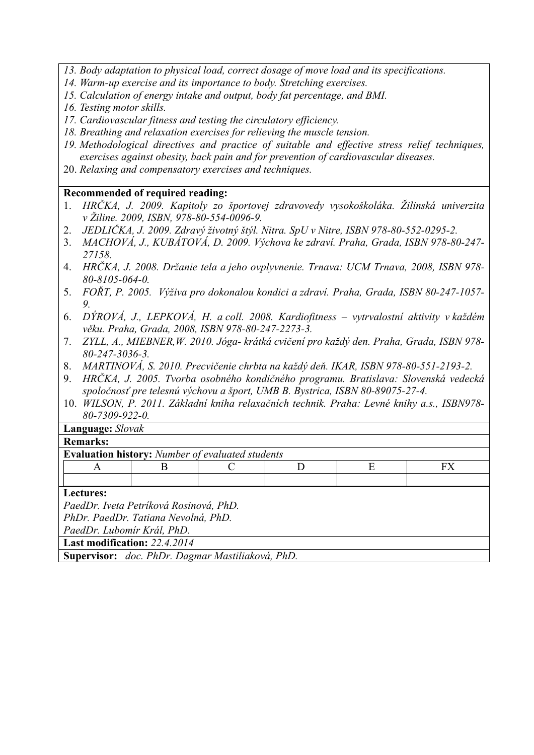13. *Body adaptation to physical load, correct dosage of move load and its specifications.*
14. *Warm-up exercise and its importance to body. Stretching exercises.*
15. *Calculation of energy intake and output, body fat percentage, and BMI.*
16. *Testing motor skills.*
17. *Cardiovascular fitness and testing the circulatory efficiency.*
18. *Breathing and relaxation exercises for relieving the muscle tension.*
19. *Methodological directives and practice of suitable and effective stress relief techniques, exercises against obesity, back pain and for prevention of cardiovascular diseases.*
20. *Relaxing and compensatory exercises and techniques.*

**Recommended of required reading:**

1. *HRČKA, J. 2009. Kapitoly zo športovej zdravovedy vysokoškoláka. Žilinská univerzita v Žiline. 2009, ISBN, 978-80-554-0096-9.*
2. *JEDLIČKA, J. 2009. Zdravý životný štýl. Nitra. SpU v Nitre, ISBN 978-80-552-0295-2.*
3. *MACHOVÁ, J., KUBÁTOVÁ, D. 2009. Výchova ke zdraví. Praha, Grada, ISBN 978-80-247-27158.*
4. *HRČKA, J. 2008. Držanie tela a jeho ovplyvnenie. Trnava: UCM Trnava, 2008, ISBN 978-80-8105-064-0.*
5. *FOŘT, P. 2005. Výživa pro dokonalou kondici a zdraví. Praha, Grada, ISBN 80-247-1057-9.*
6. *DÝROVÁ, J., LEPKOVÁ, H. a coll. 2008. Kardiofitness – vytrvalostní aktivity v každém věku. Praha, Grada, 2008, ISBN 978-80-247-2273-3.*
7. *ZYLL, A., MIEBNER,W. 2010. Jóga- krátká cvičení pro každý den. Praha, Grada, ISBN 978-80-247-3036-3.*
8. *MARTINOVÁ, S. 2010. Precvičenie chrbta na každý deň. IKAR, ISBN 978-80-551-2193-2.*
9. *HRČKA, J. 2005. Tvorba osobného kondičného programu. Bratislava: Slovenská vedecká spoločnosť pre telesnú výchovu a šport, UMB B. Bystrica, ISBN 80-89075-27-4.*
10. *WILSON, P. 2011. Základní kniha relaxačních technik. Praha: Levné knihy a.s., ISBN978-80-7309-922-0.*

**Language:** *Slovak*

**Remarks:**

**Evaluation history:** *Number of evaluated students*

| A | B | C | D | E | FX |
|---|---|---|---|---|---|
| | | | | | |

**Lectures:**

*PaedDr. Iveta Petríková Rosinová, PhD.*

*PhDr. PaedDr. Tatiana Nevolná, PhD.*

*PaedDr. Lubomír Král, PhD.*

**Last modification:** *22.4.2014*

**Supervisor:** *doc. PhDr. Dagmar Mastiliaková, PhD.*